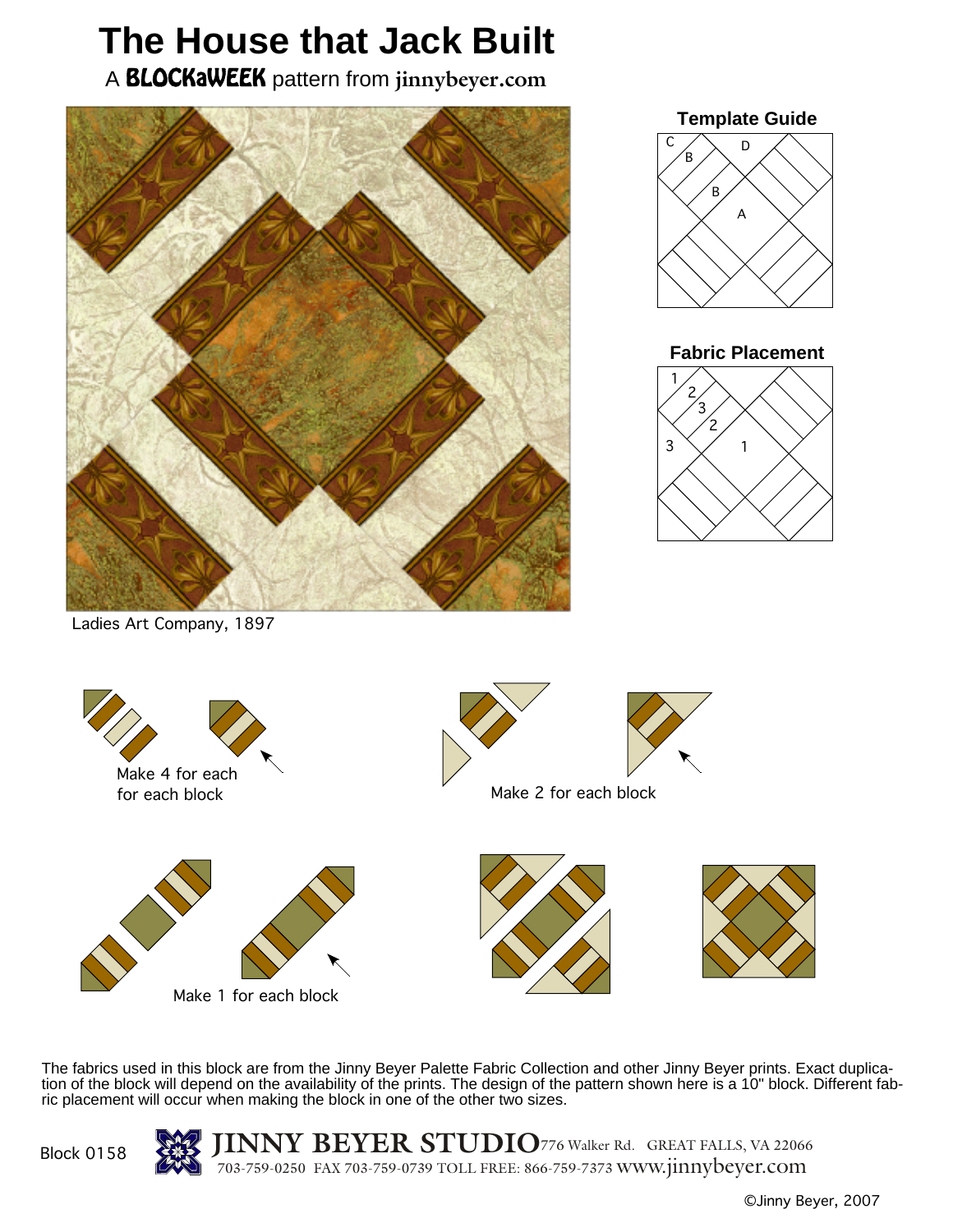# The House that Jack Built

A **BLOCKaWEEK** pattern from **jinnybeyer.com**

Ladies Art Company, 1897

## Template Guide

C, B, D, B, A

## Fabric Placement

1, 2, 3, 2, 3, 1

Make 4 for each for each block

Make 2 for each block

Make 1 for each block

The fabrics used in this block are from the Jinny Beyer Palette Fabric Collection and other Jinny Beyer prints. Exact duplication of the block will depend on the availability of the prints. The design of the pattern shown here is a 10" block. Different fabric placement will occur when making the block in one of the other two sizes.

Block 0158

**JINNY BEYER STUDIO** 776 Walker Rd. GREAT FALLS, VA 22066
703-759-0250 FAX 703-759-0739 TOLL FREE: 866-759-7373 www.jinnybeyer.com

©Jinny Beyer, 2007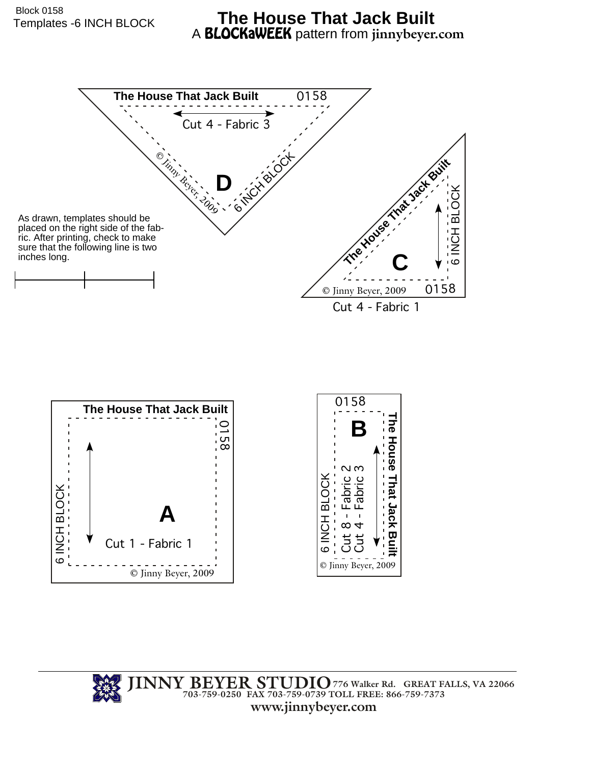Block 0158

Templates -6 INCH BLOCK

# The House That Jack Built

A **BLOCKaWEEK** pattern from **jinnybeyer.com**

**The House That Jack Built** 0158

Cut 4 - Fabric 3

© Jinny Beyer, 2009

**D**

6 INCH BLOCK

**The House That Jack Built**

6 INCH BLOCK

**C**

© Jinny Beyer, 2009 0158

Cut 4 - Fabric 1

As drawn, templates should be placed on the right side of the fabric. After printing, check to make sure that the following line is two inches long.

**The House That Jack Built**

0158

6 INCH BLOCK

**A**

Cut 1 - Fabric 1

© Jinny Beyer, 2009

0158

**B**

6 INCH BLOCK

Cut 8 - Fabric 2

Cut 4 - Fabric 3

**The House That Jack Built**

© Jinny Beyer, 2009

**JINNY BEYER STUDIO** 776 Walker Rd. GREAT FALLS, VA 22066

703-759-0250 FAX 703-759-0739 TOLL FREE: 866-759-7373

**www.jinnybeyer.com**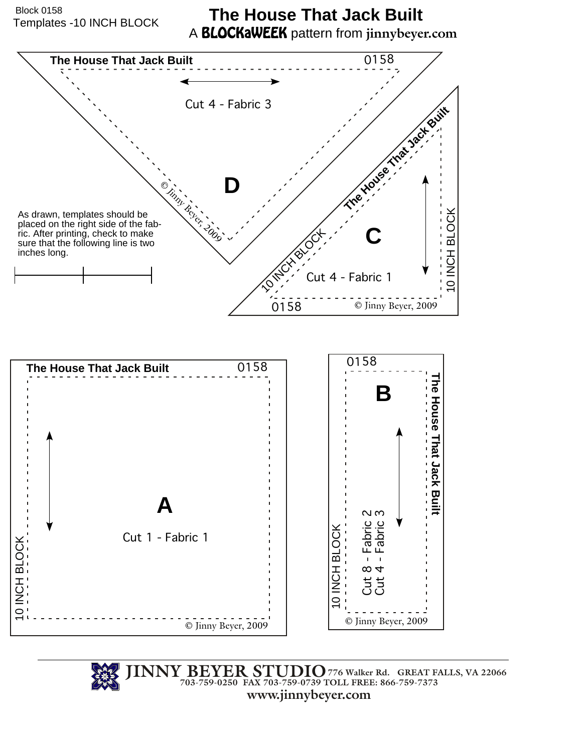Block 0158
Templates -10 INCH BLOCK

# The House That Jack Built

A **BLOCKaWEEK** pattern from **jinnybeyer.com**

**The House That Jack Built** 0158

Cut 4 - Fabric 3

**D**

© Jinny Beyer, 2009

**The House That Jack Built**

**C**

10 INCH BLOCK

Cut 4 - Fabric 1

10 INCH BLOCK

0158 © Jinny Beyer, 2009

As drawn, templates should be placed on the right side of the fabric. After printing, check to make sure that the following line is two inches long.

**The House That Jack Built** 0158

**A**

Cut 1 - Fabric 1

10 INCH BLOCK

© Jinny Beyer, 2009

0158

**B**

**The House That Jack Built**

Cut 8 - Fabric 2
Cut 4 - Fabric 3

10 INCH BLOCK

© Jinny Beyer, 2009

**JINNY BEYER STUDIO** 776 Walker Rd. GREAT FALLS, VA 22066
703-759-0250 FAX 703-759-0739 TOLL FREE: 866-759-7373
**www.jinnybeyer.com**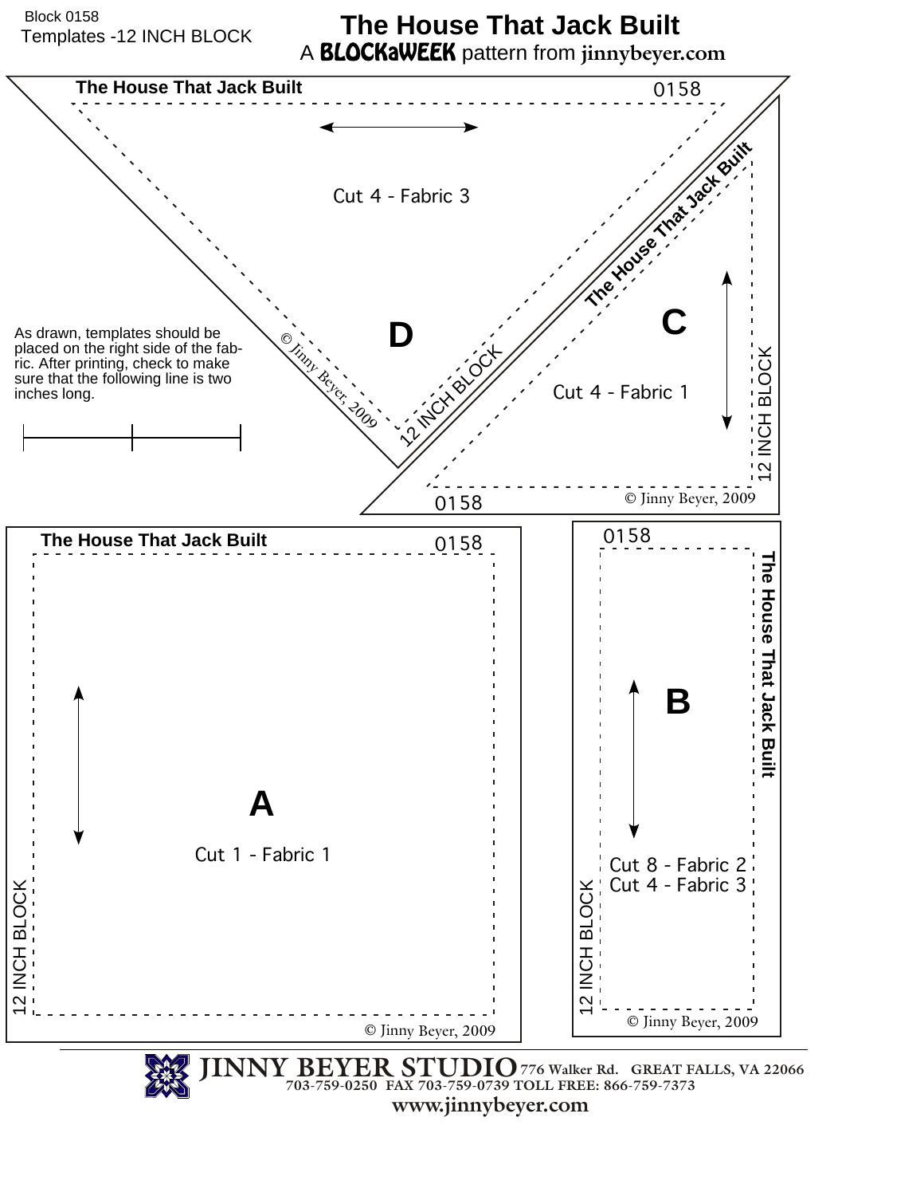Block 0158
Templates -12 INCH BLOCK

# The House That Jack Built

A **BLOCKaWEEK** pattern from **jinnybeyer.com**

As drawn, templates should be placed on the right side of the fabric. After printing, check to make sure that the following line is two inches long.

**The House That Jack Built** 0158

**D**

Cut 4 - Fabric 3

12 INCH BLOCK

© Jinny Beyer, 2009

**The House That Jack Built**

**C**

Cut 4 - Fabric 1

12 INCH BLOCK

0158

© Jinny Beyer, 2009

**The House That Jack Built** 0158

**A**

Cut 1 - Fabric 1

12 INCH BLOCK

© Jinny Beyer, 2009

0158

**The House That Jack Built**

**B**

Cut 8 - Fabric 2
Cut 4 - Fabric 3

12 INCH BLOCK

© Jinny Beyer, 2009

**JINNY BEYER STUDIO** 776 Walker Rd. GREAT FALLS, VA 22066
703-759-0250 FAX 703-759-0739 TOLL FREE: 866-759-7373
www.jinnybeyer.com